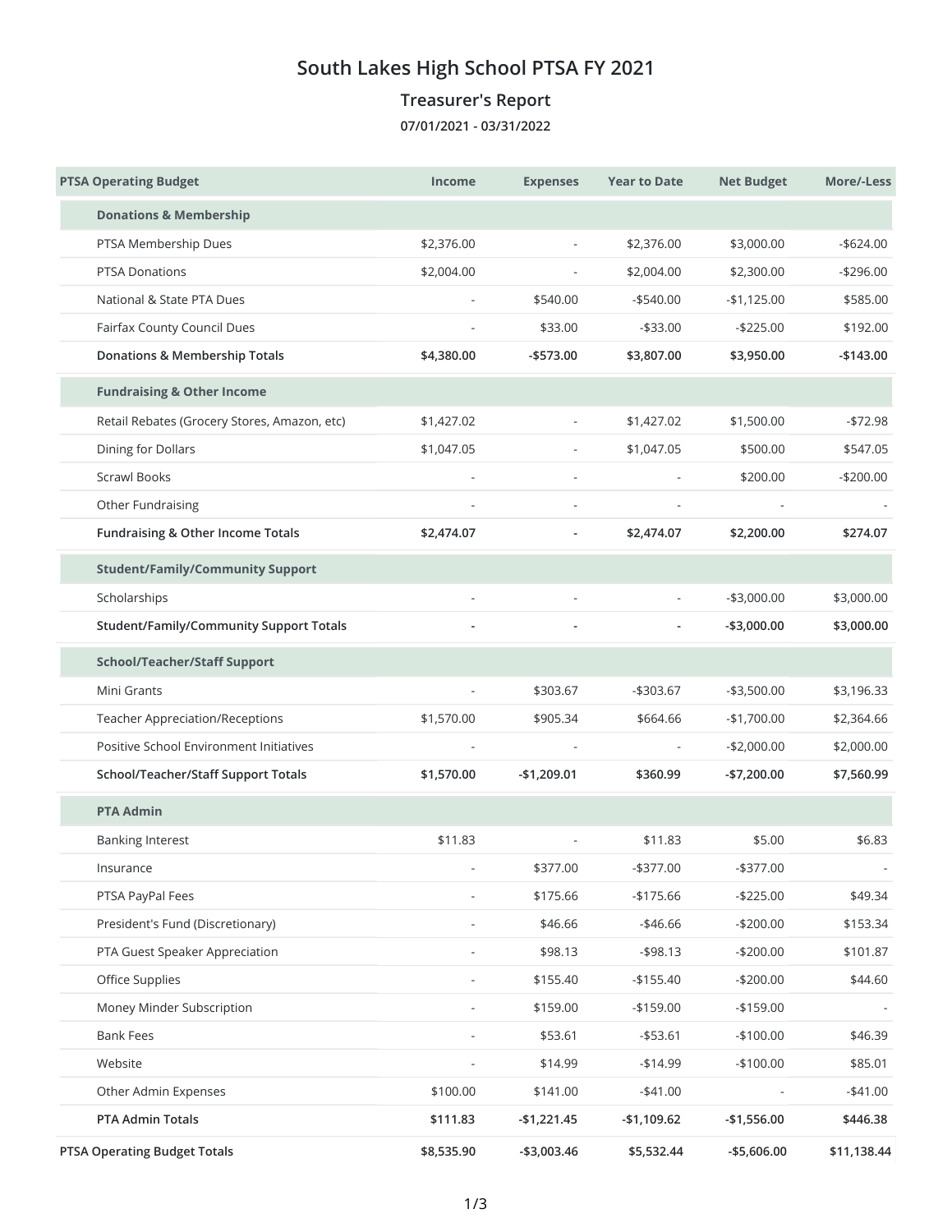# South Lakes High School PTSA FY 2021

## Treasurer's Report

**07/01/2021 - 03/31/2022**

| PTSA Operating Budget | Income | Expenses | Year to Date | Net Budget | More/-Less |
|---|---|---|---|---|---|
| **Donations & Membership** | | | | | |
| PTSA Membership Dues | $2,376.00 | - | $2,376.00 | $3,000.00 | -$624.00 |
| PTSA Donations | $2,004.00 | - | $2,004.00 | $2,300.00 | -$296.00 |
| National & State PTA Dues | - | $540.00 | -$540.00 | -$1,125.00 | $585.00 |
| Fairfax County Council Dues | - | $33.00 | -$33.00 | -$225.00 | $192.00 |
| **Donations & Membership Totals** | **$4,380.00** | **-$573.00** | **$3,807.00** | **$3,950.00** | **-$143.00** |
| **Fundraising & Other Income** | | | | | |
| Retail Rebates (Grocery Stores, Amazon, etc) | $1,427.02 | - | $1,427.02 | $1,500.00 | -$72.98 |
| Dining for Dollars | $1,047.05 | - | $1,047.05 | $500.00 | $547.05 |
| Scrawl Books | - | - | - | $200.00 | -$200.00 |
| Other Fundraising | - | - | - | - | - |
| **Fundraising & Other Income Totals** | **$2,474.07** | **-** | **$2,474.07** | **$2,200.00** | **$274.07** |
| **Student/Family/Community Support** | | | | | |
| Scholarships | - | - | - | -$3,000.00 | $3,000.00 |
| **Student/Family/Community Support Totals** | **-** | **-** | **-** | **-$3,000.00** | **$3,000.00** |
| **School/Teacher/Staff Support** | | | | | |
| Mini Grants | - | $303.67 | -$303.67 | -$3,500.00 | $3,196.33 |
| Teacher Appreciation/Receptions | $1,570.00 | $905.34 | $664.66 | -$1,700.00 | $2,364.66 |
| Positive School Environment Initiatives | - | - | - | -$2,000.00 | $2,000.00 |
| **School/Teacher/Staff Support Totals** | **$1,570.00** | **-$1,209.01** | **$360.99** | **-$7,200.00** | **$7,560.99** |
| **PTA Admin** | | | | | |
| Banking Interest | $11.83 | - | $11.83 | $5.00 | $6.83 |
| Insurance | - | $377.00 | -$377.00 | -$377.00 | - |
| PTSA PayPal Fees | - | $175.66 | -$175.66 | -$225.00 | $49.34 |
| President's Fund (Discretionary) | - | $46.66 | -$46.66 | -$200.00 | $153.34 |
| PTA Guest Speaker Appreciation | - | $98.13 | -$98.13 | -$200.00 | $101.87 |
| Office Supplies | - | $155.40 | -$155.40 | -$200.00 | $44.60 |
| Money Minder Subscription | - | $159.00 | -$159.00 | -$159.00 | - |
| Bank Fees | - | $53.61 | -$53.61 | -$100.00 | $46.39 |
| Website | - | $14.99 | -$14.99 | -$100.00 | $85.01 |
| Other Admin Expenses | $100.00 | $141.00 | -$41.00 | - | -$41.00 |
| **PTA Admin Totals** | **$111.83** | **-$1,221.45** | **-$1,109.62** | **-$1,556.00** | **$446.38** |
| **PTSA Operating Budget Totals** | **$8,535.90** | **-$3,003.46** | **$5,532.44** | **-$5,606.00** | **$11,138.44** |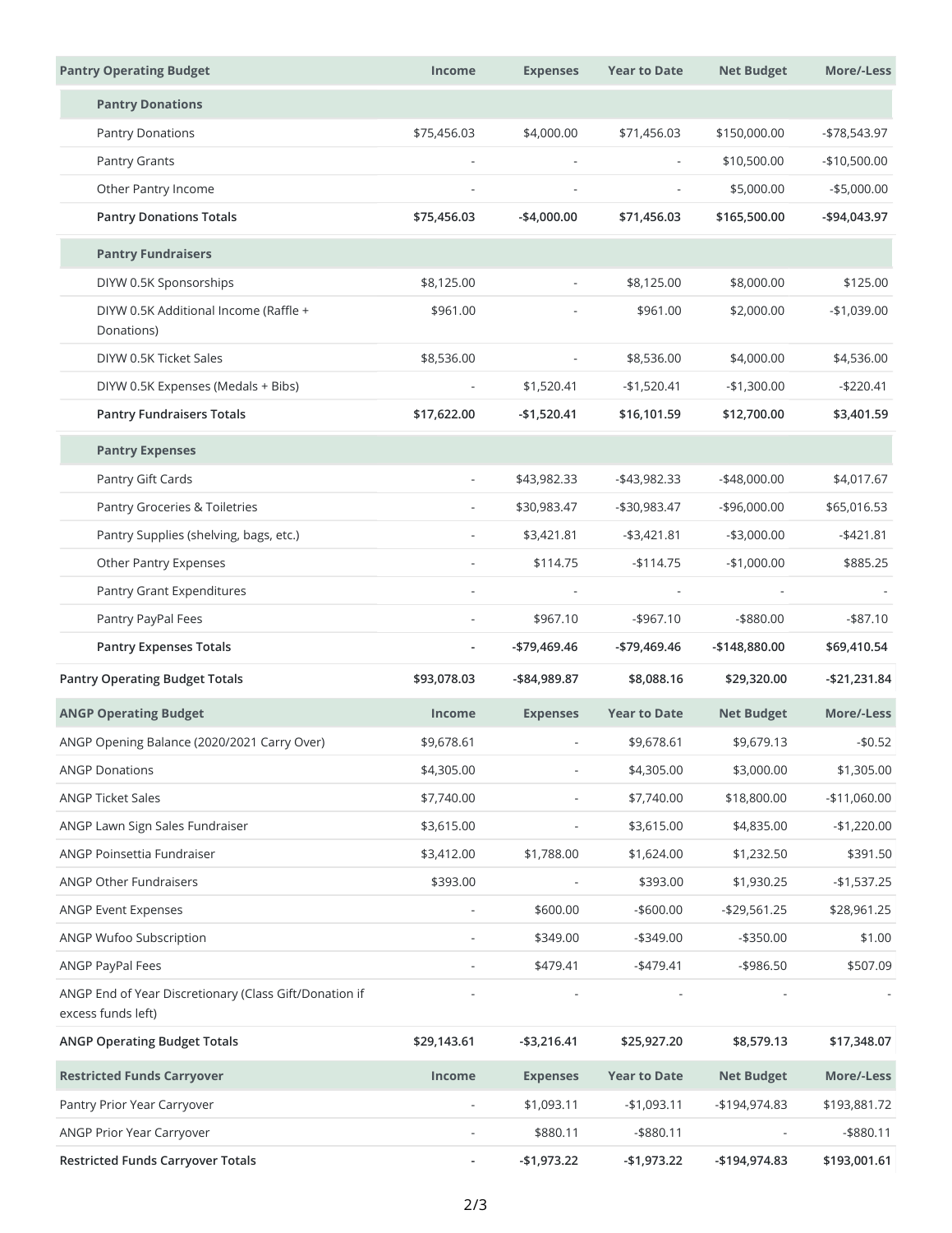| Pantry Operating Budget | Income | Expenses | Year to Date | Net Budget | More/-Less |
|---|---|---|---|---|---|
| **Pantry Donations** | | | | | |
| Pantry Donations | $75,456.03 | $4,000.00 | $71,456.03 | $150,000.00 | -$78,543.97 |
| Pantry Grants | - | - | - | $10,500.00 | -$10,500.00 |
| Other Pantry Income | - | - | - | $5,000.00 | -$5,000.00 |
| **Pantry Donations Totals** | **$75,456.03** | **-$4,000.00** | **$71,456.03** | **$165,500.00** | **-$94,043.97** |
| **Pantry Fundraisers** | | | | | |
| DIYW 0.5K Sponsorships | $8,125.00 | - | $8,125.00 | $8,000.00 | $125.00 |
| DIYW 0.5K Additional Income (Raffle + Donations) | $961.00 | - | $961.00 | $2,000.00 | -$1,039.00 |
| DIYW 0.5K Ticket Sales | $8,536.00 | - | $8,536.00 | $4,000.00 | $4,536.00 |
| DIYW 0.5K Expenses (Medals + Bibs) | - | $1,520.41 | -$1,520.41 | -$1,300.00 | -$220.41 |
| **Pantry Fundraisers Totals** | **$17,622.00** | **-$1,520.41** | **$16,101.59** | **$12,700.00** | **$3,401.59** |
| **Pantry Expenses** | | | | | |
| Pantry Gift Cards | - | $43,982.33 | -$43,982.33 | -$48,000.00 | $4,017.67 |
| Pantry Groceries & Toiletries | - | $30,983.47 | -$30,983.47 | -$96,000.00 | $65,016.53 |
| Pantry Supplies (shelving, bags, etc.) | - | $3,421.81 | -$3,421.81 | -$3,000.00 | -$421.81 |
| Other Pantry Expenses | - | $114.75 | -$114.75 | -$1,000.00 | $885.25 |
| Pantry Grant Expenditures | - | - | - | - | - |
| Pantry PayPal Fees | - | $967.10 | -$967.10 | -$880.00 | -$87.10 |
| **Pantry Expenses Totals** | **-** | **-$79,469.46** | **-$79,469.46** | **-$148,880.00** | **$69,410.54** |
| **Pantry Operating Budget Totals** | **$93,078.03** | **-$84,989.87** | **$8,088.16** | **$29,320.00** | **-$21,231.84** |

| ANGP Operating Budget | Income | Expenses | Year to Date | Net Budget | More/-Less |
|---|---|---|---|---|---|
| ANGP Opening Balance (2020/2021 Carry Over) | $9,678.61 | - | $9,678.61 | $9,679.13 | -$0.52 |
| ANGP Donations | $4,305.00 | - | $4,305.00 | $3,000.00 | $1,305.00 |
| ANGP Ticket Sales | $7,740.00 | - | $7,740.00 | $18,800.00 | -$11,060.00 |
| ANGP Lawn Sign Sales Fundraiser | $3,615.00 | - | $3,615.00 | $4,835.00 | -$1,220.00 |
| ANGP Poinsettia Fundraiser | $3,412.00 | $1,788.00 | $1,624.00 | $1,232.50 | $391.50 |
| ANGP Other Fundraisers | $393.00 | - | $393.00 | $1,930.25 | -$1,537.25 |
| ANGP Event Expenses | - | $600.00 | -$600.00 | -$29,561.25 | $28,961.25 |
| ANGP Wufoo Subscription | - | $349.00 | -$349.00 | -$350.00 | $1.00 |
| ANGP PayPal Fees | - | $479.41 | -$479.41 | -$986.50 | $507.09 |
| ANGP End of Year Discretionary (Class Gift/Donation if excess funds left) | - | - | - | - | - |
| **ANGP Operating Budget Totals** | **$29,143.61** | **-$3,216.41** | **$25,927.20** | **$8,579.13** | **$17,348.07** |

| Restricted Funds Carryover | Income | Expenses | Year to Date | Net Budget | More/-Less |
|---|---|---|---|---|---|
| Pantry Prior Year Carryover | - | $1,093.11 | -$1,093.11 | -$194,974.83 | $193,881.72 |
| ANGP Prior Year Carryover | - | $880.11 | -$880.11 | - | -$880.11 |
| **Restricted Funds Carryover Totals** | **-** | **-$1,973.22** | **-$1,973.22** | **-$194,974.83** | **$193,001.61** |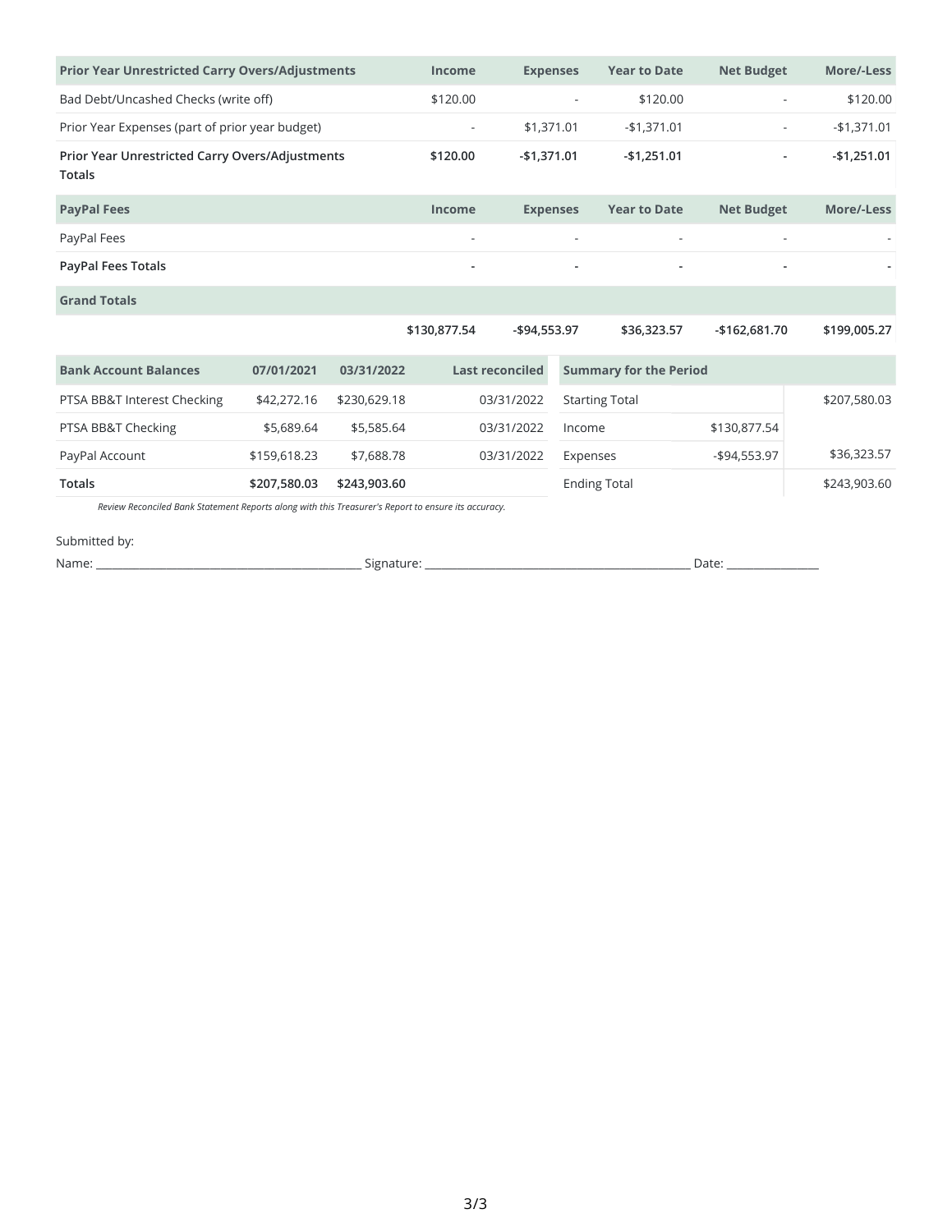| Prior Year Unrestricted Carry Overs/Adjustments | Income | Expenses | Year to Date | Net Budget | More/-Less |
|---|---|---|---|---|---|
| Bad Debt/Uncashed Checks (write off) | $120.00 | - | $120.00 | - | $120.00 |
| Prior Year Expenses (part of prior year budget) | - | $1,371.01 | -$1,371.01 | - | -$1,371.01 |
| **Prior Year Unrestricted Carry Overs/Adjustments Totals** | **$120.00** | **-$1,371.01** | **-$1,251.01** | **-** | **-$1,251.01** |

| PayPal Fees | Income | Expenses | Year to Date | Net Budget | More/-Less |
|---|---|---|---|---|---|
| PayPal Fees | - | - | - | - | - |
| **PayPal Fees Totals** | **-** | **-** | **-** | **-** | **-** |

| Grand Totals | | | | | |
|---|---|---|---|---|---|
| | **$130,877.54** | **-$94,553.97** | **$36,323.57** | **-$162,681.70** | **$199,005.27** |

| Bank Account Balances | 07/01/2021 | 03/31/2022 | Last reconciled |
|---|---|---|---|
| PTSA BB&T Interest Checking | $42,272.16 | $230,629.18 | 03/31/2022 |
| PTSA BB&T Checking | $5,689.64 | $5,585.64 | 03/31/2022 |
| PayPal Account | $159,618.23 | $7,688.78 | 03/31/2022 |
| **Totals** | **$207,580.03** | **$243,903.60** | |

| Summary for the Period | | |
|---|---|---|
| Starting Total | | $207,580.03 |
| Income | $130,877.54 | |
| Expenses | -$94,553.97 | $36,323.57 |
| Ending Total | | $243,903.60 |

*Review Reconciled Bank Statement Reports along with this Treasurer's Report to ensure its accuracy.*

Submitted by:

Name: ____________________________ Signature: ____________________________ Date: ______________